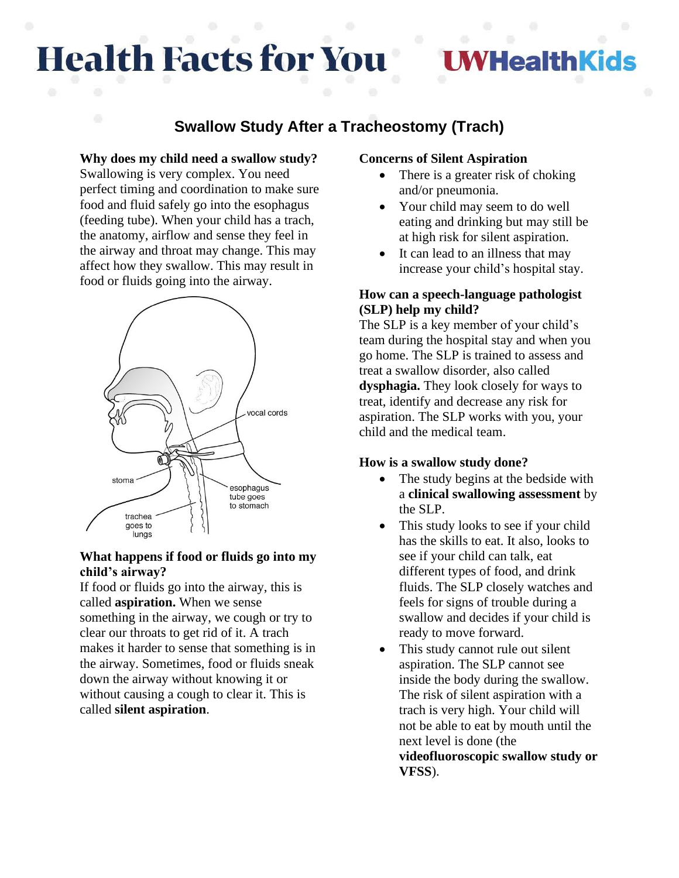# Swallow Study After a Tracheostomy (Trach)

**Why does my child need a swallow study?**
Swallowing is very complex. You need perfect timing and coordination to make sure food and fluid safely go into the esophagus (feeding tube). When your child has a trach, the anatomy, airflow and sense they feel in the airway and throat may change. This may affect how they swallow. This may result in food or fluids going into the airway.

vocal cords

stoma

esophagus tube goes to stomach

trachea goes to lungs

**What happens if food or fluids go into my child's airway?**
If food or fluids go into the airway, this is called **aspiration.** When we sense something in the airway, we cough or try to clear our throats to get rid of it. A trach makes it harder to sense that something is in the airway. Sometimes, food or fluids sneak down the airway without knowing it or without causing a cough to clear it. This is called **silent aspiration**.

**Concerns of Silent Aspiration**

- There is a greater risk of choking and/or pneumonia.
- Your child may seem to do well eating and drinking but may still be at high risk for silent aspiration.
- It can lead to an illness that may increase your child's hospital stay.

**How can a speech-language pathologist (SLP) help my child?**
The SLP is a key member of your child's team during the hospital stay and when you go home. The SLP is trained to assess and treat a swallow disorder, also called **dysphagia.** They look closely for ways to treat, identify and decrease any risk for aspiration. The SLP works with you, your child and the medical team.

**How is a swallow study done?**

- The study begins at the bedside with a **clinical swallowing assessment** by the SLP.
- This study looks to see if your child has the skills to eat. It also, looks to see if your child can talk, eat different types of food, and drink fluids. The SLP closely watches and feels for signs of trouble during a swallow and decides if your child is ready to move forward.
- This study cannot rule out silent aspiration. The SLP cannot see inside the body during the swallow. The risk of silent aspiration with a trach is very high. Your child will not be able to eat by mouth until the next level is done (the **videofluoroscopic swallow study or VFSS**).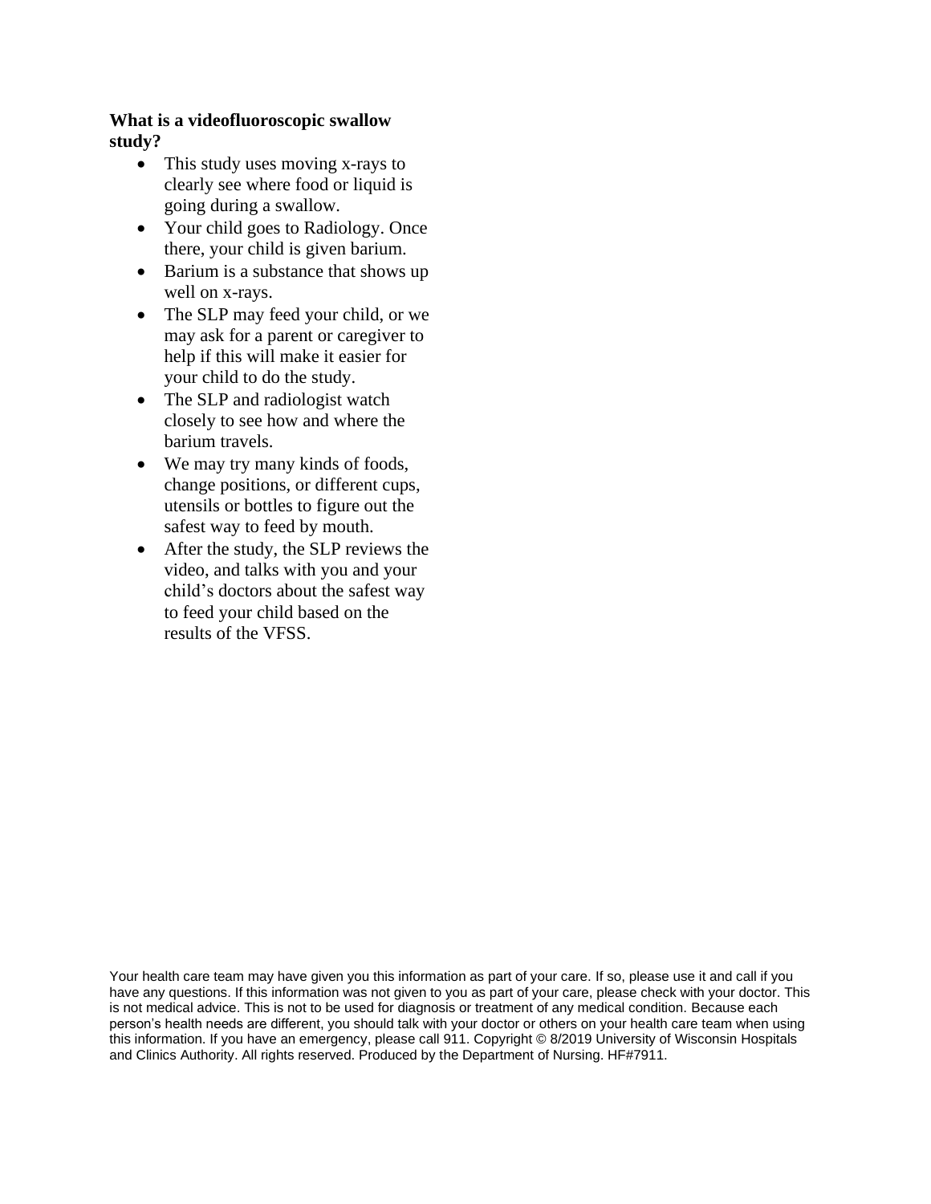**What is a videofluoroscopic swallow study?**

- This study uses moving x-rays to clearly see where food or liquid is going during a swallow.
- Your child goes to Radiology. Once there, your child is given barium.
- Barium is a substance that shows up well on x-rays.
- The SLP may feed your child, or we may ask for a parent or caregiver to help if this will make it easier for your child to do the study.
- The SLP and radiologist watch closely to see how and where the barium travels.
- We may try many kinds of foods, change positions, or different cups, utensils or bottles to figure out the safest way to feed by mouth.
- After the study, the SLP reviews the video, and talks with you and your child's doctors about the safest way to feed your child based on the results of the VFSS.

Your health care team may have given you this information as part of your care. If so, please use it and call if you have any questions. If this information was not given to you as part of your care, please check with your doctor. This is not medical advice. This is not to be used for diagnosis or treatment of any medical condition. Because each person's health needs are different, you should talk with your doctor or others on your health care team when using this information. If you have an emergency, please call 911. Copyright © 8/2019 University of Wisconsin Hospitals and Clinics Authority. All rights reserved. Produced by the Department of Nursing. HF#7911.